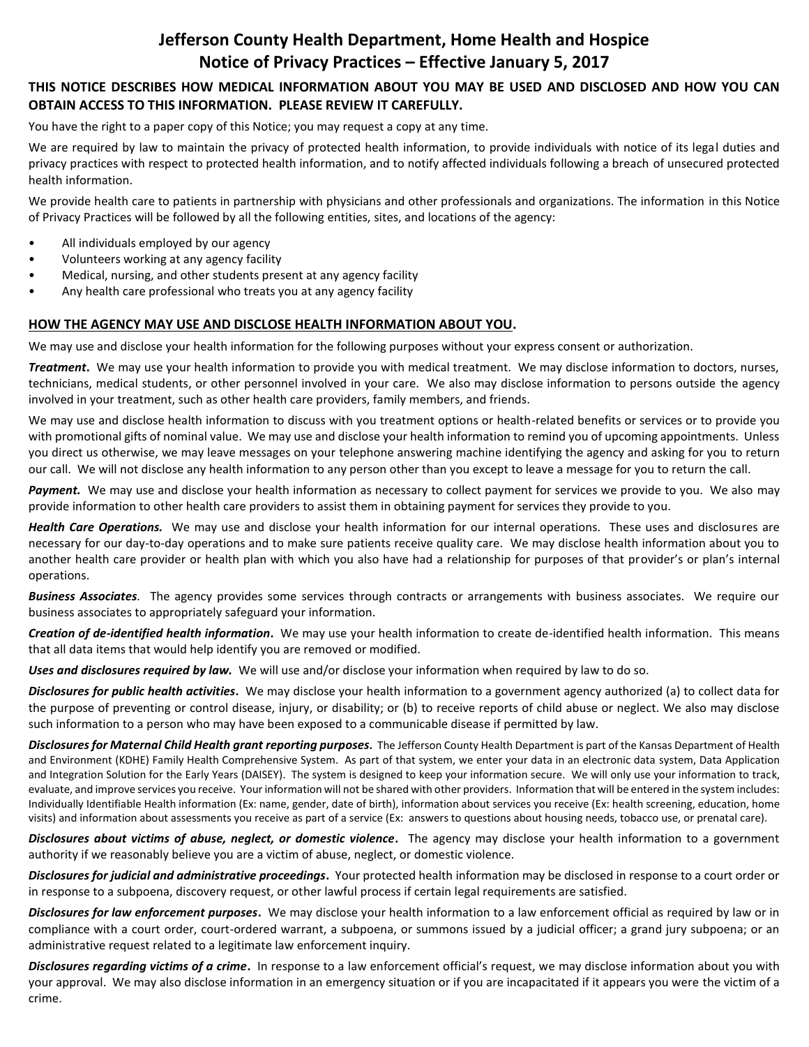# Jefferson County Health Department, Home Health and Hospice
# Notice of Privacy Practices – Effective January 5, 2017

**THIS NOTICE DESCRIBES HOW MEDICAL INFORMATION ABOUT YOU MAY BE USED AND DISCLOSED AND HOW YOU CAN OBTAIN ACCESS TO THIS INFORMATION. PLEASE REVIEW IT CAREFULLY.**

You have the right to a paper copy of this Notice; you may request a copy at any time.

We are required by law to maintain the privacy of protected health information, to provide individuals with notice of its legal duties and privacy practices with respect to protected health information, and to notify affected individuals following a breach of unsecured protected health information.

We provide health care to patients in partnership with physicians and other professionals and organizations. The information in this Notice of Privacy Practices will be followed by all the following entities, sites, and locations of the agency:

- All individuals employed by our agency
- Volunteers working at any agency facility
- Medical, nursing, and other students present at any agency facility
- Any health care professional who treats you at any agency facility

## HOW THE AGENCY MAY USE AND DISCLOSE HEALTH INFORMATION ABOUT YOU.

We may use and disclose your health information for the following purposes without your express consent or authorization.

***Treatment.*** We may use your health information to provide you with medical treatment. We may disclose information to doctors, nurses, technicians, medical students, or other personnel involved in your care. We also may disclose information to persons outside the agency involved in your treatment, such as other health care providers, family members, and friends.

We may use and disclose health information to discuss with you treatment options or health-related benefits or services or to provide you with promotional gifts of nominal value. We may use and disclose your health information to remind you of upcoming appointments. Unless you direct us otherwise, we may leave messages on your telephone answering machine identifying the agency and asking for you to return our call. We will not disclose any health information to any person other than you except to leave a message for you to return the call.

***Payment.*** We may use and disclose your health information as necessary to collect payment for services we provide to you. We also may provide information to other health care providers to assist them in obtaining payment for services they provide to you.

***Health Care Operations.*** We may use and disclose your health information for our internal operations. These uses and disclosures are necessary for our day-to-day operations and to make sure patients receive quality care. We may disclose health information about you to another health care provider or health plan with which you also have had a relationship for purposes of that provider's or plan's internal operations.

***Business Associates.*** The agency provides some services through contracts or arrangements with business associates. We require our business associates to appropriately safeguard your information.

***Creation of de-identified health information.*** We may use your health information to create de-identified health information. This means that all data items that would help identify you are removed or modified.

***Uses and disclosures required by law.*** We will use and/or disclose your information when required by law to do so.

***Disclosures for public health activities.*** We may disclose your health information to a government agency authorized (a) to collect data for the purpose of preventing or control disease, injury, or disability; or (b) to receive reports of child abuse or neglect. We also may disclose such information to a person who may have been exposed to a communicable disease if permitted by law.

***Disclosures for Maternal Child Health grant reporting purposes.*** The Jefferson County Health Department is part of the Kansas Department of Health and Environment (KDHE) Family Health Comprehensive System. As part of that system, we enter your data in an electronic data system, Data Application and Integration Solution for the Early Years (DAISEY). The system is designed to keep your information secure. We will only use your information to track, evaluate, and improve services you receive. Your information will not be shared with other providers. Information that will be entered in the system includes: Individually Identifiable Health information (Ex: name, gender, date of birth), information about services you receive (Ex: health screening, education, home visits) and information about assessments you receive as part of a service (Ex: answers to questions about housing needs, tobacco use, or prenatal care).

***Disclosures about victims of abuse, neglect, or domestic violence.*** The agency may disclose your health information to a government authority if we reasonably believe you are a victim of abuse, neglect, or domestic violence.

***Disclosures for judicial and administrative proceedings.*** Your protected health information may be disclosed in response to a court order or in response to a subpoena, discovery request, or other lawful process if certain legal requirements are satisfied.

***Disclosures for law enforcement purposes.*** We may disclose your health information to a law enforcement official as required by law or in compliance with a court order, court-ordered warrant, a subpoena, or summons issued by a judicial officer; a grand jury subpoena; or an administrative request related to a legitimate law enforcement inquiry.

***Disclosures regarding victims of a crime.*** In response to a law enforcement official's request, we may disclose information about you with your approval. We may also disclose information in an emergency situation or if you are incapacitated if it appears you were the victim of a crime.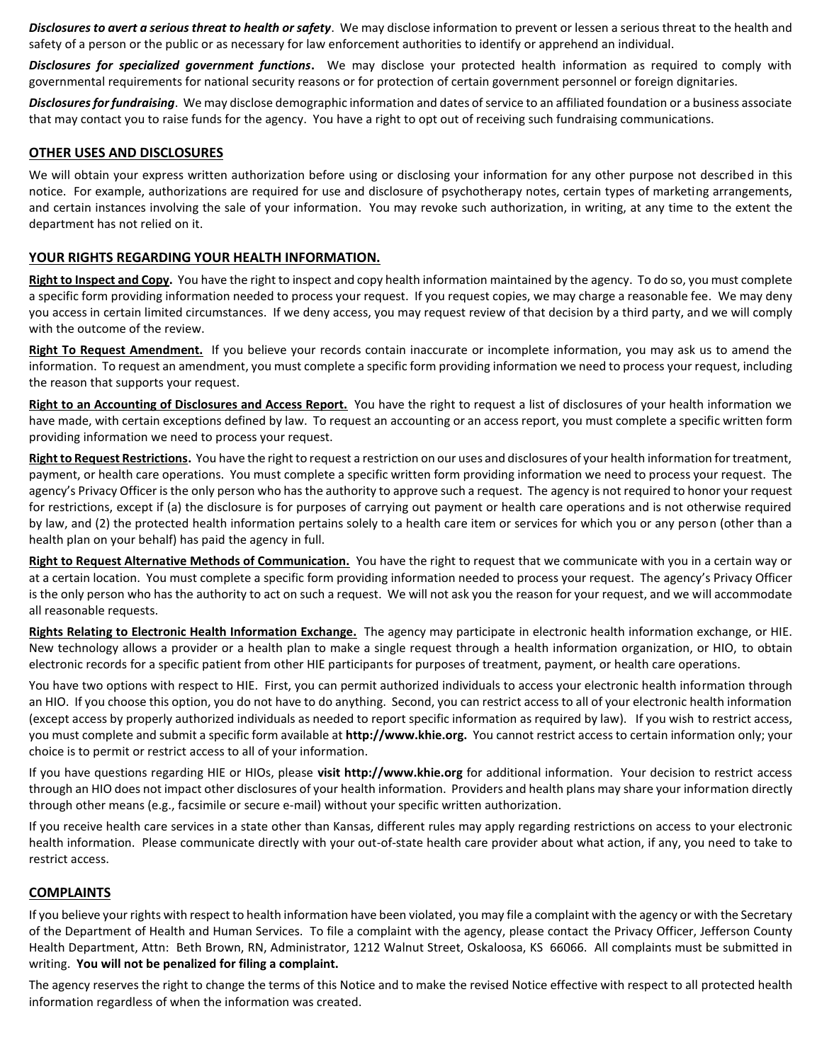***Disclosures to avert a serious threat to health or safety***. We may disclose information to prevent or lessen a serious threat to the health and safety of a person or the public or as necessary for law enforcement authorities to identify or apprehend an individual.

***Disclosures for specialized government functions***. We may disclose your protected health information as required to comply with governmental requirements for national security reasons or for protection of certain government personnel or foreign dignitaries.

***Disclosures for fundraising***. We may disclose demographic information and dates of service to an affiliated foundation or a business associate that may contact you to raise funds for the agency. You have a right to opt out of receiving such fundraising communications.

## OTHER USES AND DISCLOSURES

We will obtain your express written authorization before using or disclosing your information for any other purpose not described in this notice. For example, authorizations are required for use and disclosure of psychotherapy notes, certain types of marketing arrangements, and certain instances involving the sale of your information. You may revoke such authorization, in writing, at any time to the extent the department has not relied on it.

## YOUR RIGHTS REGARDING YOUR HEALTH INFORMATION.

**Right to Inspect and Copy.** You have the right to inspect and copy health information maintained by the agency. To do so, you must complete a specific form providing information needed to process your request. If you request copies, we may charge a reasonable fee. We may deny you access in certain limited circumstances. If we deny access, you may request review of that decision by a third party, and we will comply with the outcome of the review.

**Right To Request Amendment.** If you believe your records contain inaccurate or incomplete information, you may ask us to amend the information. To request an amendment, you must complete a specific form providing information we need to process your request, including the reason that supports your request.

**Right to an Accounting of Disclosures and Access Report.** You have the right to request a list of disclosures of your health information we have made, with certain exceptions defined by law. To request an accounting or an access report, you must complete a specific written form providing information we need to process your request.

**Right to Request Restrictions.** You have the right to request a restriction on our uses and disclosures of your health information for treatment, payment, or health care operations. You must complete a specific written form providing information we need to process your request. The agency's Privacy Officer is the only person who has the authority to approve such a request. The agency is not required to honor your request for restrictions, except if (a) the disclosure is for purposes of carrying out payment or health care operations and is not otherwise required by law, and (2) the protected health information pertains solely to a health care item or services for which you or any person (other than a health plan on your behalf) has paid the agency in full.

**Right to Request Alternative Methods of Communication.** You have the right to request that we communicate with you in a certain way or at a certain location. You must complete a specific form providing information needed to process your request. The agency's Privacy Officer is the only person who has the authority to act on such a request. We will not ask you the reason for your request, and we will accommodate all reasonable requests.

**Rights Relating to Electronic Health Information Exchange.** The agency may participate in electronic health information exchange, or HIE. New technology allows a provider or a health plan to make a single request through a health information organization, or HIO, to obtain electronic records for a specific patient from other HIE participants for purposes of treatment, payment, or health care operations.

You have two options with respect to HIE. First, you can permit authorized individuals to access your electronic health information through an HIO. If you choose this option, you do not have to do anything. Second, you can restrict access to all of your electronic health information (except access by properly authorized individuals as needed to report specific information as required by law). If you wish to restrict access, you must complete and submit a specific form available at **http://www.khie.org.** You cannot restrict access to certain information only; your choice is to permit or restrict access to all of your information.

If you have questions regarding HIE or HIOs, please **visit http://www.khie.org** for additional information. Your decision to restrict access through an HIO does not impact other disclosures of your health information. Providers and health plans may share your information directly through other means (e.g., facsimile or secure e-mail) without your specific written authorization.

If you receive health care services in a state other than Kansas, different rules may apply regarding restrictions on access to your electronic health information. Please communicate directly with your out-of-state health care provider about what action, if any, you need to take to restrict access.

## COMPLAINTS

If you believe your rights with respect to health information have been violated, you may file a complaint with the agency or with the Secretary of the Department of Health and Human Services. To file a complaint with the agency, please contact the Privacy Officer, Jefferson County Health Department, Attn: Beth Brown, RN, Administrator, 1212 Walnut Street, Oskaloosa, KS 66066. All complaints must be submitted in writing. **You will not be penalized for filing a complaint.**

The agency reserves the right to change the terms of this Notice and to make the revised Notice effective with respect to all protected health information regardless of when the information was created.